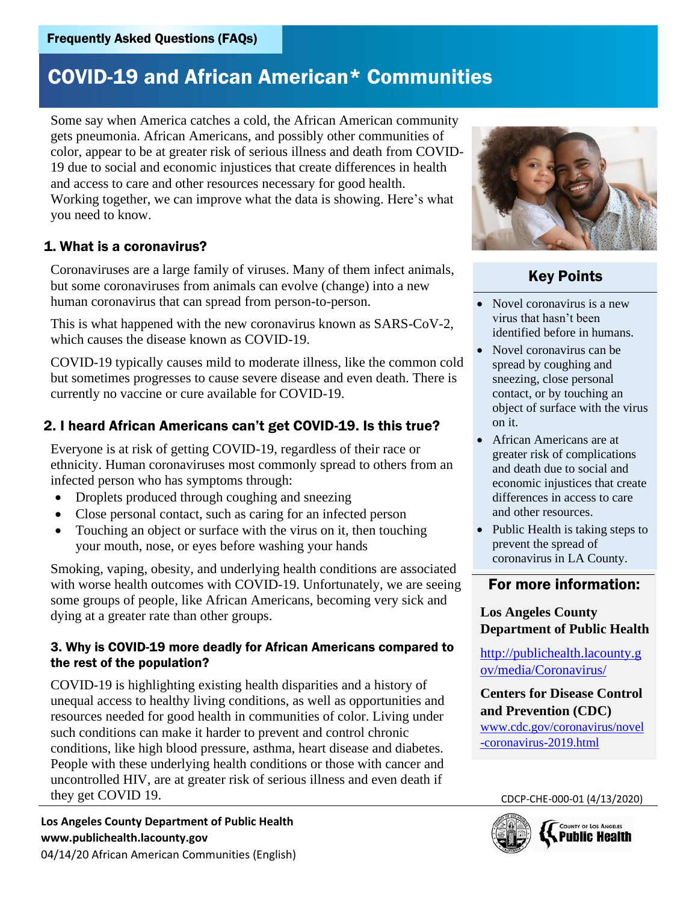Frequently Asked Questions (FAQs)

# COVID-19 and African American* Communities

Some say when America catches a cold, the African American community gets pneumonia. African Americans, and possibly other communities of color, appear to be at greater risk of serious illness and death from COVID-19 due to social and economic injustices that create differences in health and access to care and other resources necessary for good health. Working together, we can improve what the data is showing. Here's what you need to know.

## 1. What is a coronavirus?

Coronaviruses are a large family of viruses. Many of them infect animals, but some coronaviruses from animals can evolve (change) into a new human coronavirus that can spread from person-to-person.

This is what happened with the new coronavirus known as SARS-CoV-2, which causes the disease known as COVID-19.

COVID-19 typically causes mild to moderate illness, like the common cold but sometimes progresses to cause severe disease and even death. There is currently no vaccine or cure available for COVID-19.

## 2. I heard African Americans can't get COVID-19. Is this true?

Everyone is at risk of getting COVID-19, regardless of their race or ethnicity. Human coronaviruses most commonly spread to others from an infected person who has symptoms through:

- Droplets produced through coughing and sneezing
- Close personal contact, such as caring for an infected person
- Touching an object or surface with the virus on it, then touching your mouth, nose, or eyes before washing your hands

Smoking, vaping, obesity, and underlying health conditions are associated with worse health outcomes with COVID-19. Unfortunately, we are seeing some groups of people, like African Americans, becoming very sick and dying at a greater rate than other groups.

### 3. Why is COVID-19 more deadly for African Americans compared to the rest of the population?

COVID-19 is highlighting existing health disparities and a history of unequal access to healthy living conditions, as well as opportunities and resources needed for good health in communities of color. Living under such conditions can make it harder to prevent and control chronic conditions, like high blood pressure, asthma, heart disease and diabetes. People with these underlying health conditions or those with cancer and uncontrolled HIV, are at greater risk of serious illness and even death if they get COVID 19.

## Key Points

- Novel coronavirus is a new virus that hasn't been identified before in humans.
- Novel coronavirus can be spread by coughing and sneezing, close personal contact, or by touching an object of surface with the virus on it.
- African Americans are at greater risk of complications and death due to social and economic injustices that create differences in access to care and other resources.
- Public Health is taking steps to prevent the spread of coronavirus in LA County.

## For more information:

**Los Angeles County Department of Public Health**

http://publichealth.lacounty.gov/media/Coronavirus/

**Centers for Disease Control and Prevention (CDC)**

www.cdc.gov/coronavirus/novel-coronavirus-2019.html

CDCP-CHE-000-01 (4/13/2020)

**Los Angeles County Department of Public Health**
**www.publichealth.lacounty.gov**
04/14/20 African American Communities (English)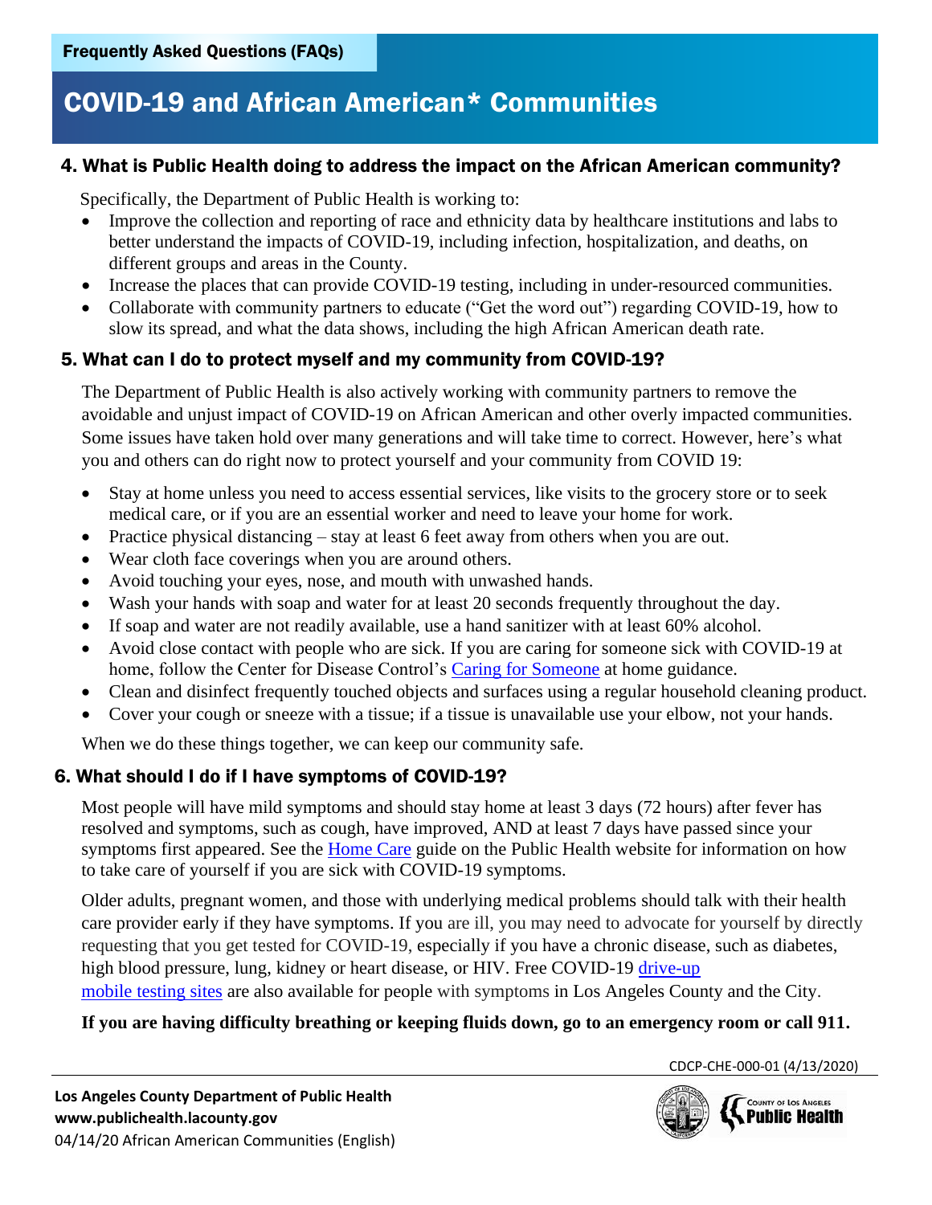## 4. What is Public Health doing to address the impact on the African American community?

Specifically, the Department of Public Health is working to:

- Improve the collection and reporting of race and ethnicity data by healthcare institutions and labs to better understand the impacts of COVID-19, including infection, hospitalization, and deaths, on different groups and areas in the County.
- Increase the places that can provide COVID-19 testing, including in under-resourced communities.
- Collaborate with community partners to educate ("Get the word out") regarding COVID-19, how to slow its spread, and what the data shows, including the high African American death rate.

## 5. What can I do to protect myself and my community from COVID-19?

The Department of Public Health is also actively working with community partners to remove the avoidable and unjust impact of COVID-19 on African American and other overly impacted communities. Some issues have taken hold over many generations and will take time to correct. However, here's what you and others can do right now to protect yourself and your community from COVID 19:

- Stay at home unless you need to access essential services, like visits to the grocery store or to seek medical care, or if you are an essential worker and need to leave your home for work.
- Practice physical distancing – stay at least 6 feet away from others when you are out.
- Wear cloth face coverings when you are around others.
- Avoid touching your eyes, nose, and mouth with unwashed hands.
- Wash your hands with soap and water for at least 20 seconds frequently throughout the day.
- If soap and water are not readily available, use a hand sanitizer with at least 60% alcohol.
- Avoid close contact with people who are sick. If you are caring for someone sick with COVID-19 at home, follow the Center for Disease Control's [Caring for Someone](#) at home guidance.
- Clean and disinfect frequently touched objects and surfaces using a regular household cleaning product.
- Cover your cough or sneeze with a tissue; if a tissue is unavailable use your elbow, not your hands.

When we do these things together, we can keep our community safe.

## 6. What should I do if I have symptoms of COVID-19?

Most people will have mild symptoms and should stay home at least 3 days (72 hours) after fever has resolved and symptoms, such as cough, have improved, AND at least 7 days have passed since your symptoms first appeared. See the [Home Care](#) guide on the Public Health website for information on how to take care of yourself if you are sick with COVID-19 symptoms.

Older adults, pregnant women, and those with underlying medical problems should talk with their health care provider early if they have symptoms. If you are ill, you may need to advocate for yourself by directly requesting that you get tested for COVID-19, especially if you have a chronic disease, such as diabetes, high blood pressure, lung, kidney or heart disease, or HIV. Free COVID-19 [drive-up mobile testing sites](#) are also available for people with symptoms in Los Angeles County and the City.

**If you are having difficulty breathing or keeping fluids down, go to an emergency room or call 911.**

CDCP-CHE-000-01 (4/13/2020)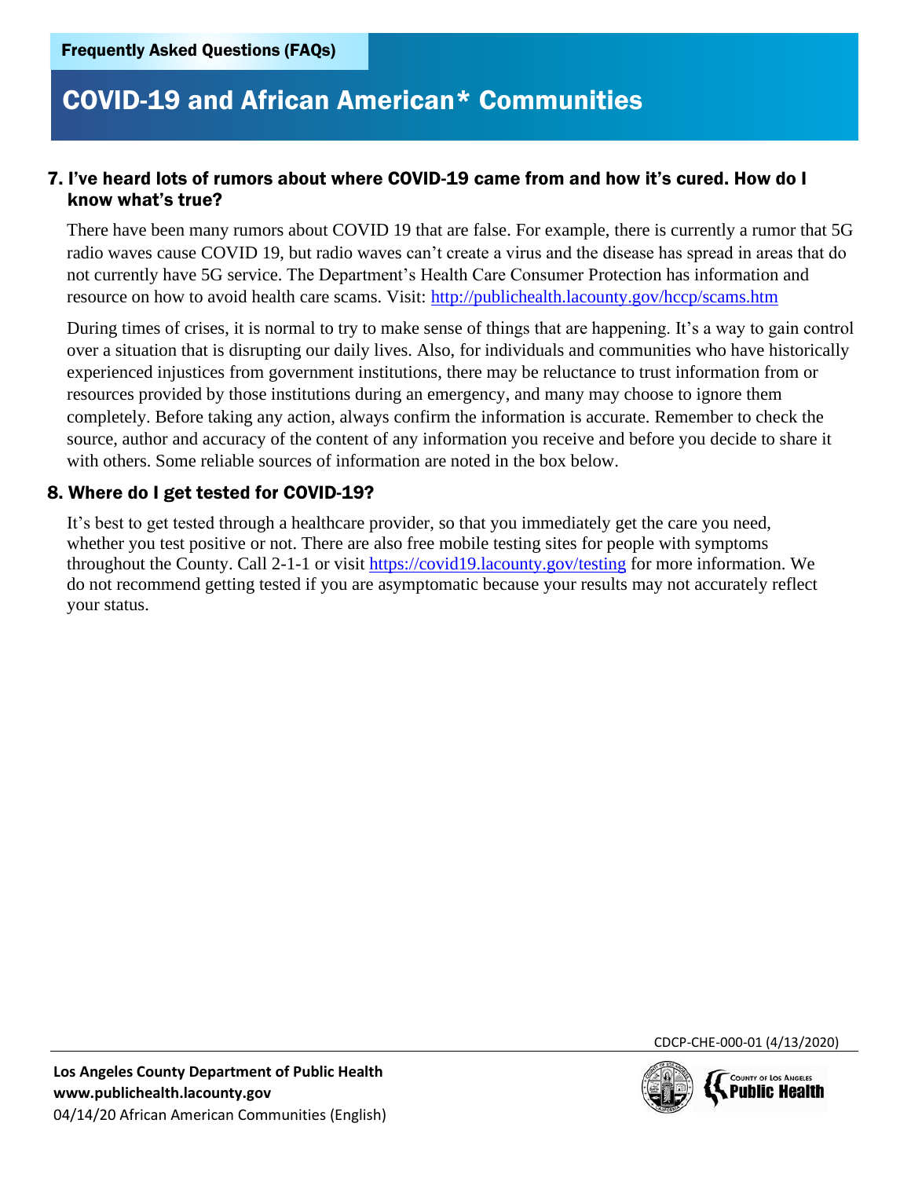Frequently Asked Questions (FAQs)

# COVID-19 and African American* Communities

## 7. I've heard lots of rumors about where COVID-19 came from and how it's cured. How do I know what's true?

There have been many rumors about COVID 19 that are false. For example, there is currently a rumor that 5G radio waves cause COVID 19, but radio waves can't create a virus and the disease has spread in areas that do not currently have 5G service. The Department's Health Care Consumer Protection has information and resource on how to avoid health care scams. Visit: http://publichealth.lacounty.gov/hccp/scams.htm

During times of crises, it is normal to try to make sense of things that are happening. It's a way to gain control over a situation that is disrupting our daily lives. Also, for individuals and communities who have historically experienced injustices from government institutions, there may be reluctance to trust information from or resources provided by those institutions during an emergency, and many may choose to ignore them completely. Before taking any action, always confirm the information is accurate. Remember to check the source, author and accuracy of the content of any information you receive and before you decide to share it with others. Some reliable sources of information are noted in the box below.

## 8. Where do I get tested for COVID-19?

It's best to get tested through a healthcare provider, so that you immediately get the care you need, whether you test positive or not. There are also free mobile testing sites for people with symptoms throughout the County. Call 2-1-1 or visit https://covid19.lacounty.gov/testing for more information. We do not recommend getting tested if you are asymptomatic because your results may not accurately reflect your status.

CDCP-CHE-000-01 (4/13/2020)

**Los Angeles County Department of Public Health**
**www.publichealth.lacounty.gov**
04/14/20 African American Communities (English)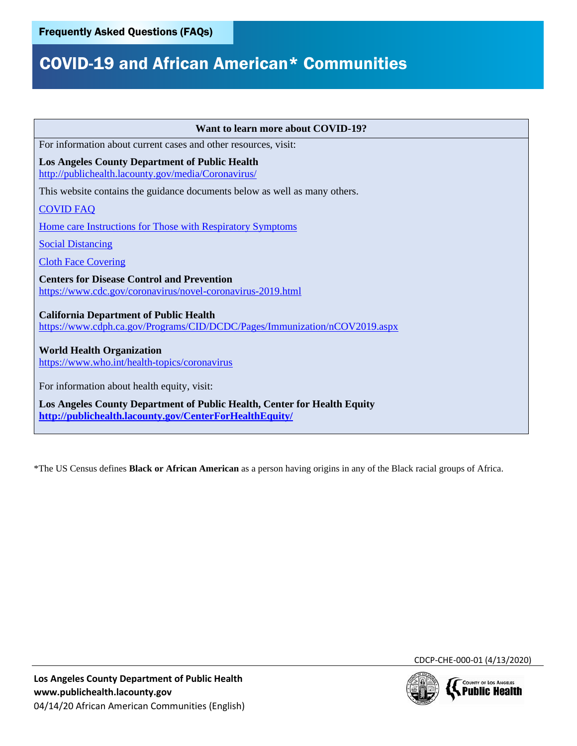Frequently Asked Questions (FAQs)

# COVID-19 and African American* Communities

**Want to learn more about COVID-19?**

For information about current cases and other resources, visit:

**Los Angeles County Department of Public Health**
http://publichealth.lacounty.gov/media/Coronavirus/

This website contains the guidance documents below as well as many others.

COVID FAQ

Home care Instructions for Those with Respiratory Symptoms

Social Distancing

Cloth Face Covering

**Centers for Disease Control and Prevention**
https://www.cdc.gov/coronavirus/novel-coronavirus-2019.html

**California Department of Public Health**
https://www.cdph.ca.gov/Programs/CID/DCDC/Pages/Immunization/nCOV2019.aspx

**World Health Organization**
https://www.who.int/health-topics/coronavirus

For information about health equity, visit:

**Los Angeles County Department of Public Health, Center for Health Equity**
**http://publichealth.lacounty.gov/CenterForHealthEquity/**

*The US Census defines **Black or African American** as a person having origins in any of the Black racial groups of Africa.

CDCP-CHE-000-01 (4/13/2020)

**Los Angeles County Department of Public Health**
**www.publichealth.lacounty.gov**
04/14/20 African American Communities (English)